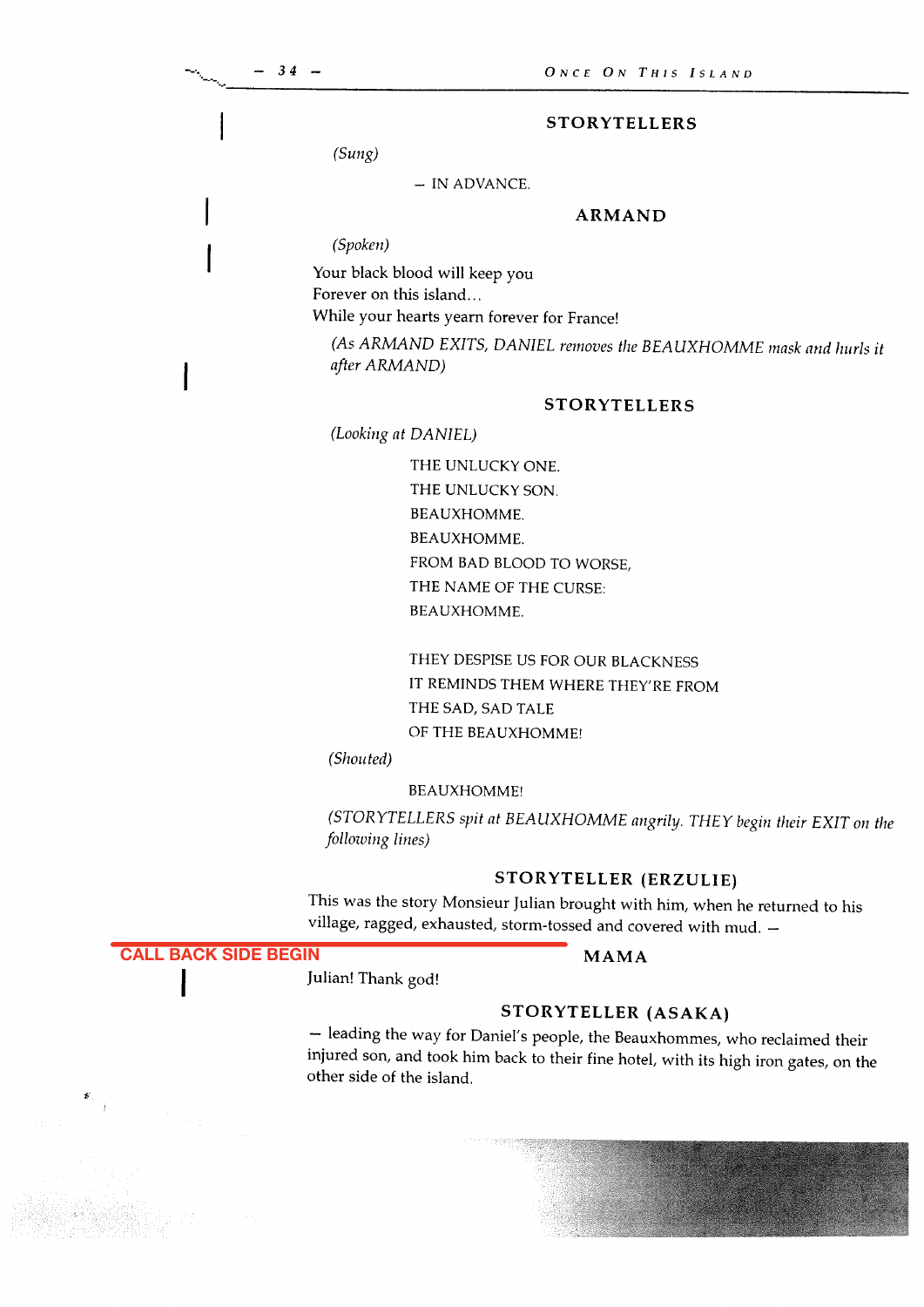**STORYTELLERS**

*(Sung)*

– IN ADVANCE.

**ARMAND**

*(Spoken)*

Your black blood will keep you
Forever on this island…
While your hearts yearn forever for France!

*(As ARMAND EXITS, DANIEL removes the BEAUXHOMME mask and hurls it after ARMAND)*

**STORYTELLERS**

*(Looking at DANIEL)*

THE UNLUCKY ONE.
THE UNLUCKY SON.
BEAUXHOMME.
BEAUXHOMME.
FROM BAD BLOOD TO WORSE,
THE NAME OF THE CURSE:
BEAUXHOMME.

THEY DESPISE US FOR OUR BLACKNESS
IT REMINDS THEM WHERE THEY'RE FROM
THE SAD, SAD TALE
OF THE BEAUXHOMME!

*(Shouted)*

BEAUXHOMME!

*(STORYTELLERS spit at BEAUXHOMME angrily. THEY begin their EXIT on the following lines)*

**STORYTELLER (ERZULIE)**

This was the story Monsieur Julian brought with him, when he returned to his village, ragged, exhausted, storm-tossed and covered with mud. –

CALL BACK SIDE BEGIN

**MAMA**

Julian! Thank god!

**STORYTELLER (ASAKA)**

– leading the way for Daniel's people, the Beauxhommes, who reclaimed their injured son, and took him back to their fine hotel, with its high iron gates, on the other side of the island.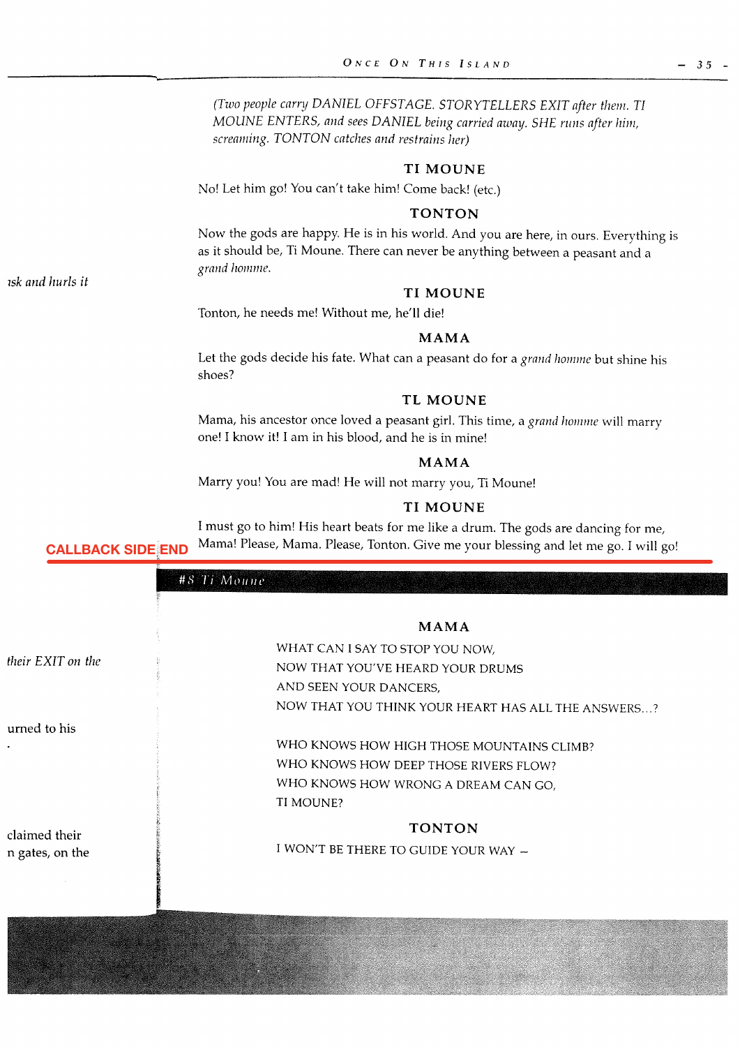*(Two people carry DANIEL OFFSTAGE. STORYTELLERS EXIT after them. TI MOUNE ENTERS, and sees DANIEL being carried away. SHE runs after him, screaming. TONTON catches and restrains her)*

**TI MOUNE**

No! Let him go! You can't take him! Come back! (etc.)

**TONTON**

Now the gods are happy. He is in his world. And you are here, in ours. Everything is as it should be, Ti Moune. There can never be anything between a peasant and a *grand homme*.

**TI MOUNE**

Tonton, he needs me! Without me, he'll die!

**MAMA**

Let the gods decide his fate. What can a peasant do for a *grand homme* but shine his shoes?

**TL MOUNE**

Mama, his ancestor once loved a peasant girl. This time, a *grand homme* will marry one! I know it! I am in his blood, and he is in mine!

**MAMA**

Marry you! You are mad! He will not marry you, Ti Moune!

**TI MOUNE**

I must go to him! His heart beats for me like a drum. The gods are dancing for me, Mama! Please, Mama. Please, Tonton. Give me your blessing and let me go. I will go!

CALLBACK SIDE END

## #8 Ti Moune

**MAMA**

WHAT CAN I SAY TO STOP YOU NOW,
NOW THAT YOU'VE HEARD YOUR DRUMS
AND SEEN YOUR DANCERS,
NOW THAT YOU THINK YOUR HEART HAS ALL THE ANSWERS...?

WHO KNOWS HOW HIGH THOSE MOUNTAINS CLIMB?
WHO KNOWS HOW DEEP THOSE RIVERS FLOW?
WHO KNOWS HOW WRONG A DREAM CAN GO,
TI MOUNE?

**TONTON**

I WON'T BE THERE TO GUIDE YOUR WAY –